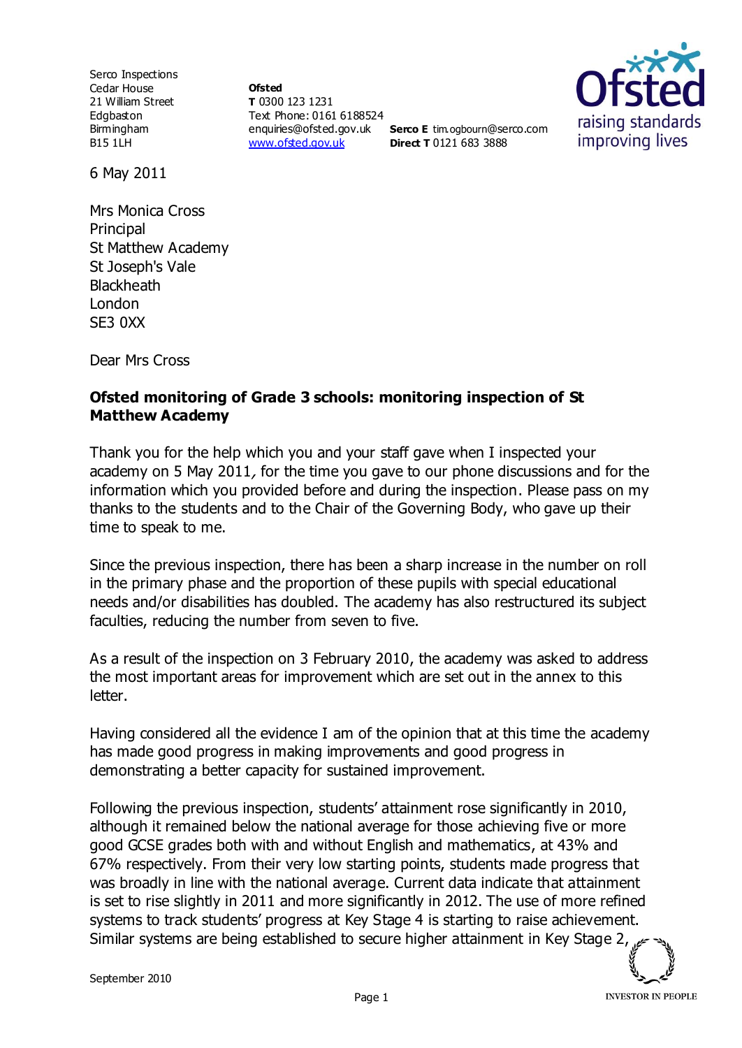Serco Inspections
Cedar House
21 William Street
Edgbaston
Birmingham
B15 1LH

**Ofsted**
**T** 0300 123 1231
Text Phone: 0161 6188524
enquiries@ofsted.gov.uk
www.ofsted.gov.uk

**Serco E** tim.ogbourn@serco.com
**Direct T** 0121 683 3888

6 May 2011

Mrs Monica Cross
Principal
St Matthew Academy
St Joseph's Vale
Blackheath
London
SE3 0XX

Dear Mrs Cross

**Ofsted monitoring of Grade 3 schools: monitoring inspection of St Matthew Academy**

Thank you for the help which you and your staff gave when I inspected your academy on 5 May 2011*,* for the time you gave to our phone discussions and for the information which you provided before and during the inspection. Please pass on my thanks to the students and to the Chair of the Governing Body, who gave up their time to speak to me.

Since the previous inspection, there has been a sharp increase in the number on roll in the primary phase and the proportion of these pupils with special educational needs and/or disabilities has doubled. The academy has also restructured its subject faculties, reducing the number from seven to five.

As a result of the inspection on 3 February 2010, the academy was asked to address the most important areas for improvement which are set out in the annex to this letter.

Having considered all the evidence I am of the opinion that at this time the academy has made good progress in making improvements and good progress in demonstrating a better capacity for sustained improvement.

Following the previous inspection, students' attainment rose significantly in 2010, although it remained below the national average for those achieving five or more good GCSE grades both with and without English and mathematics, at 43% and 67% respectively. From their very low starting points, students made progress that was broadly in line with the national average. Current data indicate that attainment is set to rise slightly in 2011 and more significantly in 2012. The use of more refined systems to track students' progress at Key Stage 4 is starting to raise achievement. Similar systems are being established to secure higher attainment in Key Stage 2,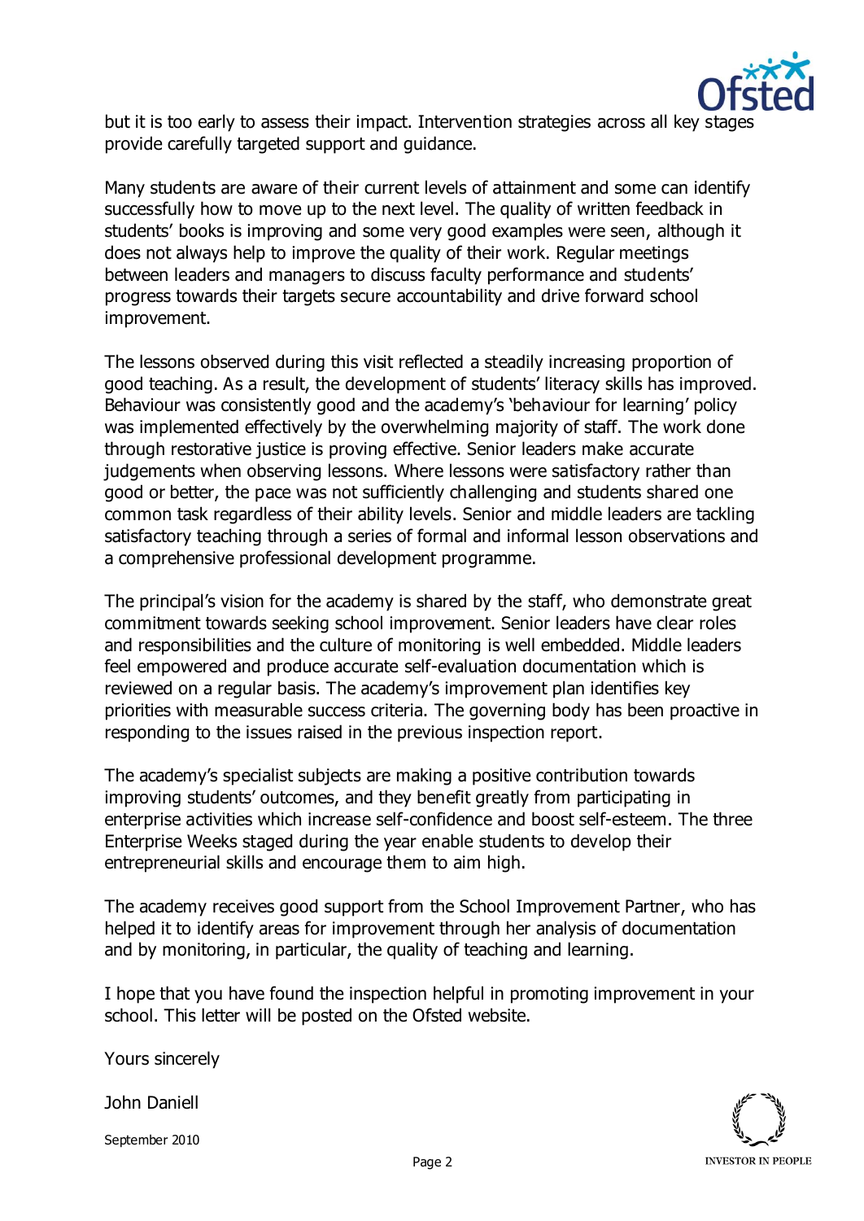but it is too early to assess their impact. Intervention strategies across all key stages provide carefully targeted support and guidance.

Many students are aware of their current levels of attainment and some can identify successfully how to move up to the next level. The quality of written feedback in students' books is improving and some very good examples were seen, although it does not always help to improve the quality of their work. Regular meetings between leaders and managers to discuss faculty performance and students' progress towards their targets secure accountability and drive forward school improvement.

The lessons observed during this visit reflected a steadily increasing proportion of good teaching. As a result, the development of students' literacy skills has improved. Behaviour was consistently good and the academy's 'behaviour for learning' policy was implemented effectively by the overwhelming majority of staff. The work done through restorative justice is proving effective. Senior leaders make accurate judgements when observing lessons. Where lessons were satisfactory rather than good or better, the pace was not sufficiently challenging and students shared one common task regardless of their ability levels. Senior and middle leaders are tackling satisfactory teaching through a series of formal and informal lesson observations and a comprehensive professional development programme.

The principal's vision for the academy is shared by the staff, who demonstrate great commitment towards seeking school improvement. Senior leaders have clear roles and responsibilities and the culture of monitoring is well embedded. Middle leaders feel empowered and produce accurate self-evaluation documentation which is reviewed on a regular basis. The academy's improvement plan identifies key priorities with measurable success criteria. The governing body has been proactive in responding to the issues raised in the previous inspection report.

The academy's specialist subjects are making a positive contribution towards improving students' outcomes, and they benefit greatly from participating in enterprise activities which increase self-confidence and boost self-esteem. The three Enterprise Weeks staged during the year enable students to develop their entrepreneurial skills and encourage them to aim high.

The academy receives good support from the School Improvement Partner, who has helped it to identify areas for improvement through her analysis of documentation and by monitoring, in particular, the quality of teaching and learning.

I hope that you have found the inspection helpful in promoting improvement in your school. This letter will be posted on the Ofsted website.

Yours sincerely

John Daniell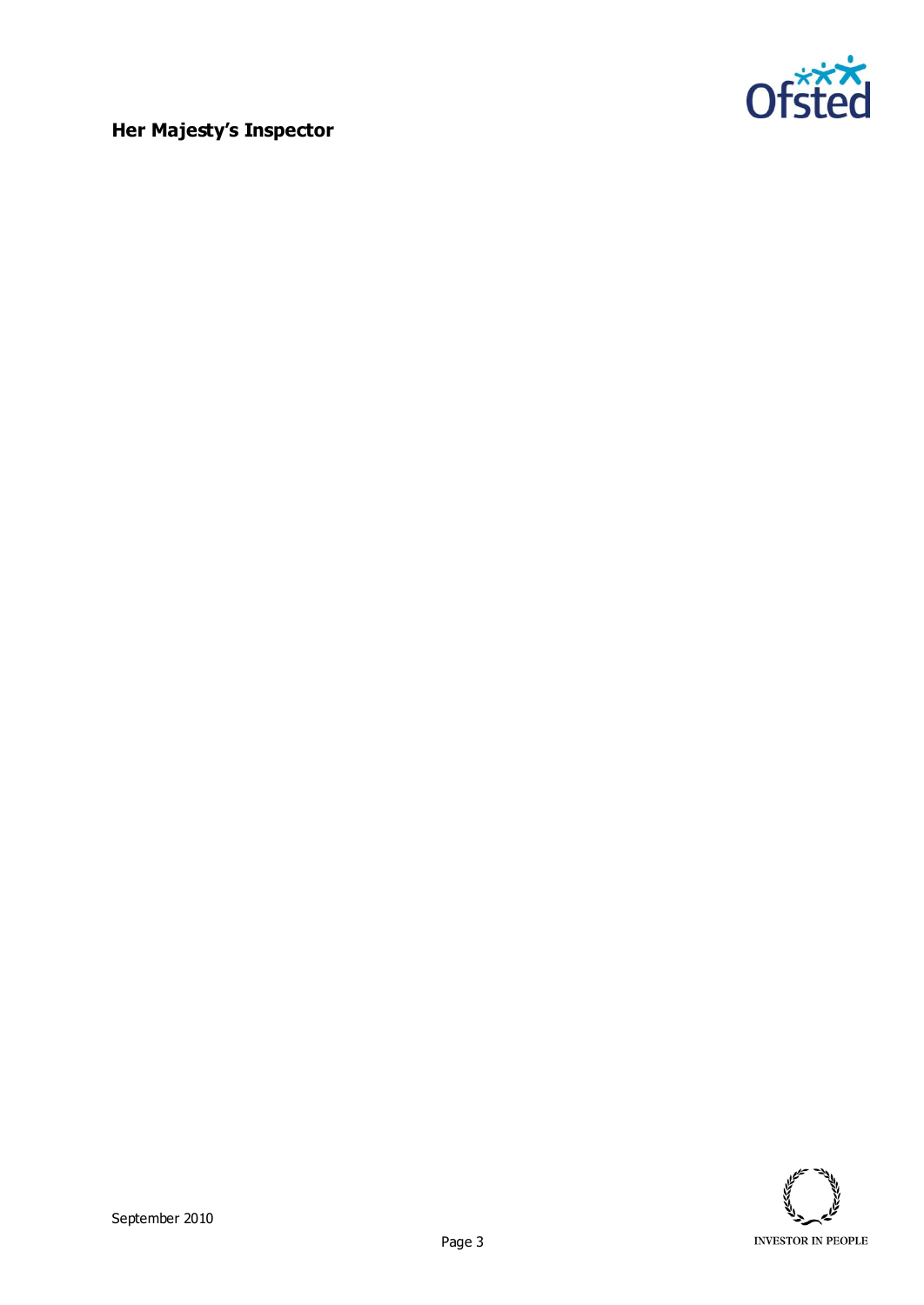**Her Majesty's Inspector**

September 2010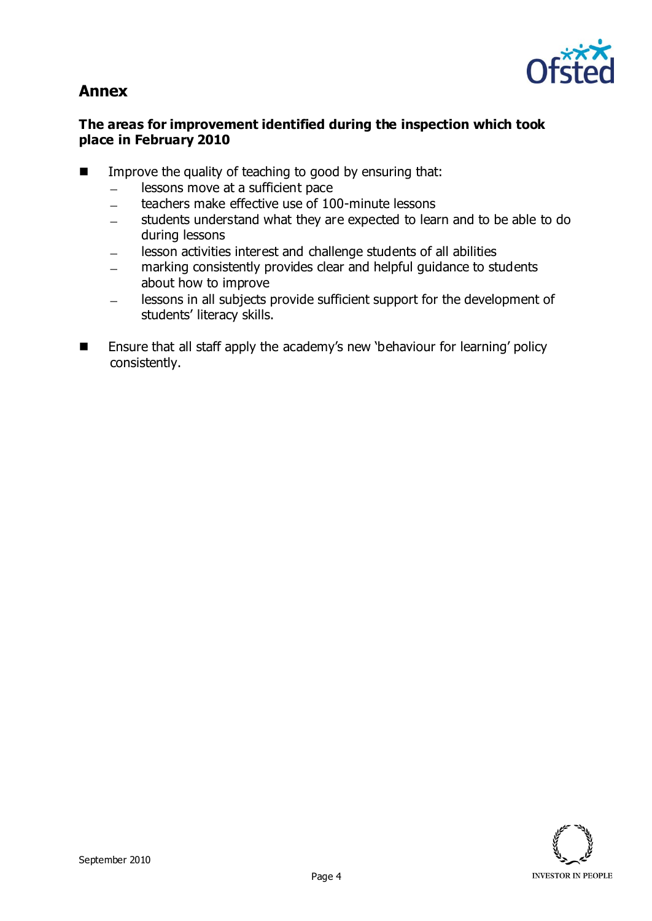## Annex

**The areas for improvement identified during the inspection which took place in February 2010**

- Improve the quality of teaching to good by ensuring that:
  - lessons move at a sufficient pace
  - teachers make effective use of 100-minute lessons
  - students understand what they are expected to learn and to be able to do during lessons
  - lesson activities interest and challenge students of all abilities
  - marking consistently provides clear and helpful guidance to students about how to improve
  - lessons in all subjects provide sufficient support for the development of students' literacy skills.
- Ensure that all staff apply the academy's new 'behaviour for learning' policy consistently.